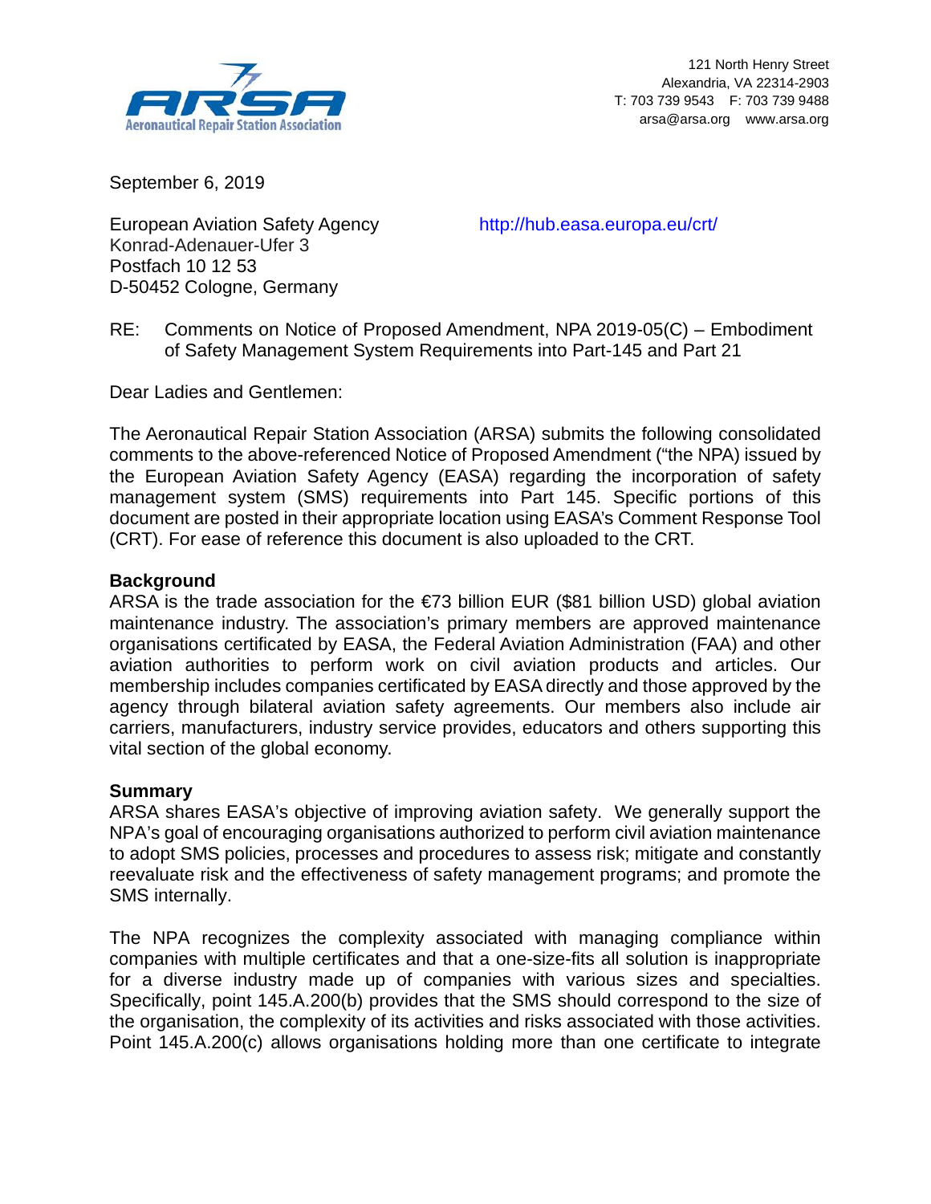ARSA
Aeronautical Repair Station Association

121 North Henry Street
Alexandria, VA 22314-2903
T: 703 739 9543  F: 703 739 9488
arsa@arsa.org  www.arsa.org

September 6, 2019

European Aviation Safety Agency
Konrad-Adenauer-Ufer 3
Postfach 10 12 53
D-50452 Cologne, Germany

http://hub.easa.europa.eu/crt/

RE: Comments on Notice of Proposed Amendment, NPA 2019-05(C) – Embodiment of Safety Management System Requirements into Part-145 and Part 21

Dear Ladies and Gentlemen:

The Aeronautical Repair Station Association (ARSA) submits the following consolidated comments to the above-referenced Notice of Proposed Amendment ("the NPA) issued by the European Aviation Safety Agency (EASA) regarding the incorporation of safety management system (SMS) requirements into Part 145. Specific portions of this document are posted in their appropriate location using EASA's Comment Response Tool (CRT). For ease of reference this document is also uploaded to the CRT.

**Background**

ARSA is the trade association for the €73 billion EUR ($81 billion USD) global aviation maintenance industry. The association's primary members are approved maintenance organisations certificated by EASA, the Federal Aviation Administration (FAA) and other aviation authorities to perform work on civil aviation products and articles. Our membership includes companies certificated by EASA directly and those approved by the agency through bilateral aviation safety agreements. Our members also include air carriers, manufacturers, industry service provides, educators and others supporting this vital section of the global economy.

**Summary**

ARSA shares EASA's objective of improving aviation safety. We generally support the NPA's goal of encouraging organisations authorized to perform civil aviation maintenance to adopt SMS policies, processes and procedures to assess risk; mitigate and constantly reevaluate risk and the effectiveness of safety management programs; and promote the SMS internally.

The NPA recognizes the complexity associated with managing compliance within companies with multiple certificates and that a one-size-fits all solution is inappropriate for a diverse industry made up of companies with various sizes and specialties. Specifically, point 145.A.200(b) provides that the SMS should correspond to the size of the organisation, the complexity of its activities and risks associated with those activities. Point 145.A.200(c) allows organisations holding more than one certificate to integrate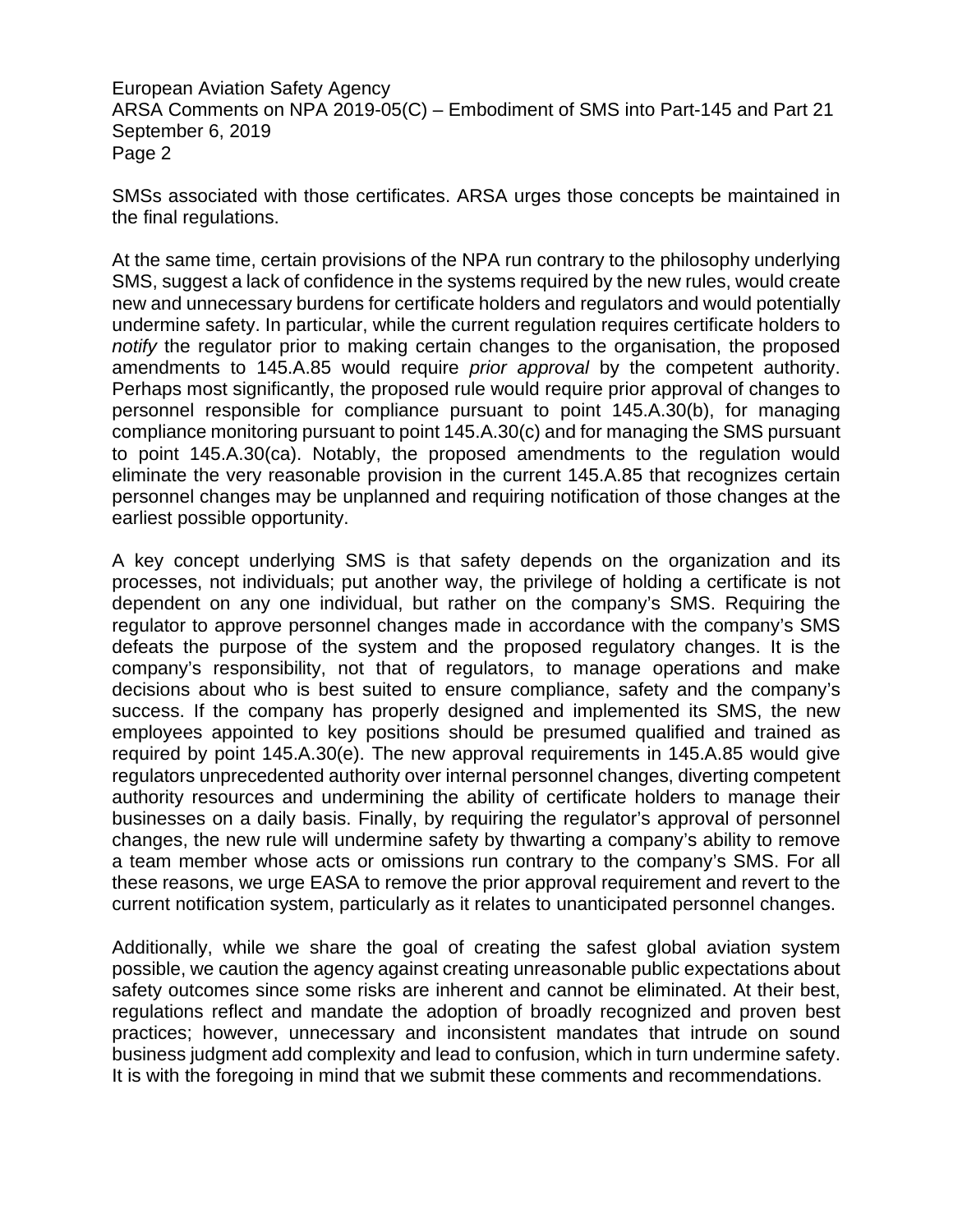SMSs associated with those certificates. ARSA urges those concepts be maintained in the final regulations.

At the same time, certain provisions of the NPA run contrary to the philosophy underlying SMS, suggest a lack of confidence in the systems required by the new rules, would create new and unnecessary burdens for certificate holders and regulators and would potentially undermine safety. In particular, while the current regulation requires certificate holders to *notify* the regulator prior to making certain changes to the organisation, the proposed amendments to 145.A.85 would require *prior approval* by the competent authority. Perhaps most significantly, the proposed rule would require prior approval of changes to personnel responsible for compliance pursuant to point 145.A.30(b), for managing compliance monitoring pursuant to point 145.A.30(c) and for managing the SMS pursuant to point 145.A.30(ca). Notably, the proposed amendments to the regulation would eliminate the very reasonable provision in the current 145.A.85 that recognizes certain personnel changes may be unplanned and requiring notification of those changes at the earliest possible opportunity.

A key concept underlying SMS is that safety depends on the organization and its processes, not individuals; put another way, the privilege of holding a certificate is not dependent on any one individual, but rather on the company's SMS. Requiring the regulator to approve personnel changes made in accordance with the company's SMS defeats the purpose of the system and the proposed regulatory changes. It is the company's responsibility, not that of regulators, to manage operations and make decisions about who is best suited to ensure compliance, safety and the company's success. If the company has properly designed and implemented its SMS, the new employees appointed to key positions should be presumed qualified and trained as required by point 145.A.30(e). The new approval requirements in 145.A.85 would give regulators unprecedented authority over internal personnel changes, diverting competent authority resources and undermining the ability of certificate holders to manage their businesses on a daily basis. Finally, by requiring the regulator's approval of personnel changes, the new rule will undermine safety by thwarting a company's ability to remove a team member whose acts or omissions run contrary to the company's SMS. For all these reasons, we urge EASA to remove the prior approval requirement and revert to the current notification system, particularly as it relates to unanticipated personnel changes.

Additionally, while we share the goal of creating the safest global aviation system possible, we caution the agency against creating unreasonable public expectations about safety outcomes since some risks are inherent and cannot be eliminated. At their best, regulations reflect and mandate the adoption of broadly recognized and proven best practices; however, unnecessary and inconsistent mandates that intrude on sound business judgment add complexity and lead to confusion, which in turn undermine safety. It is with the foregoing in mind that we submit these comments and recommendations.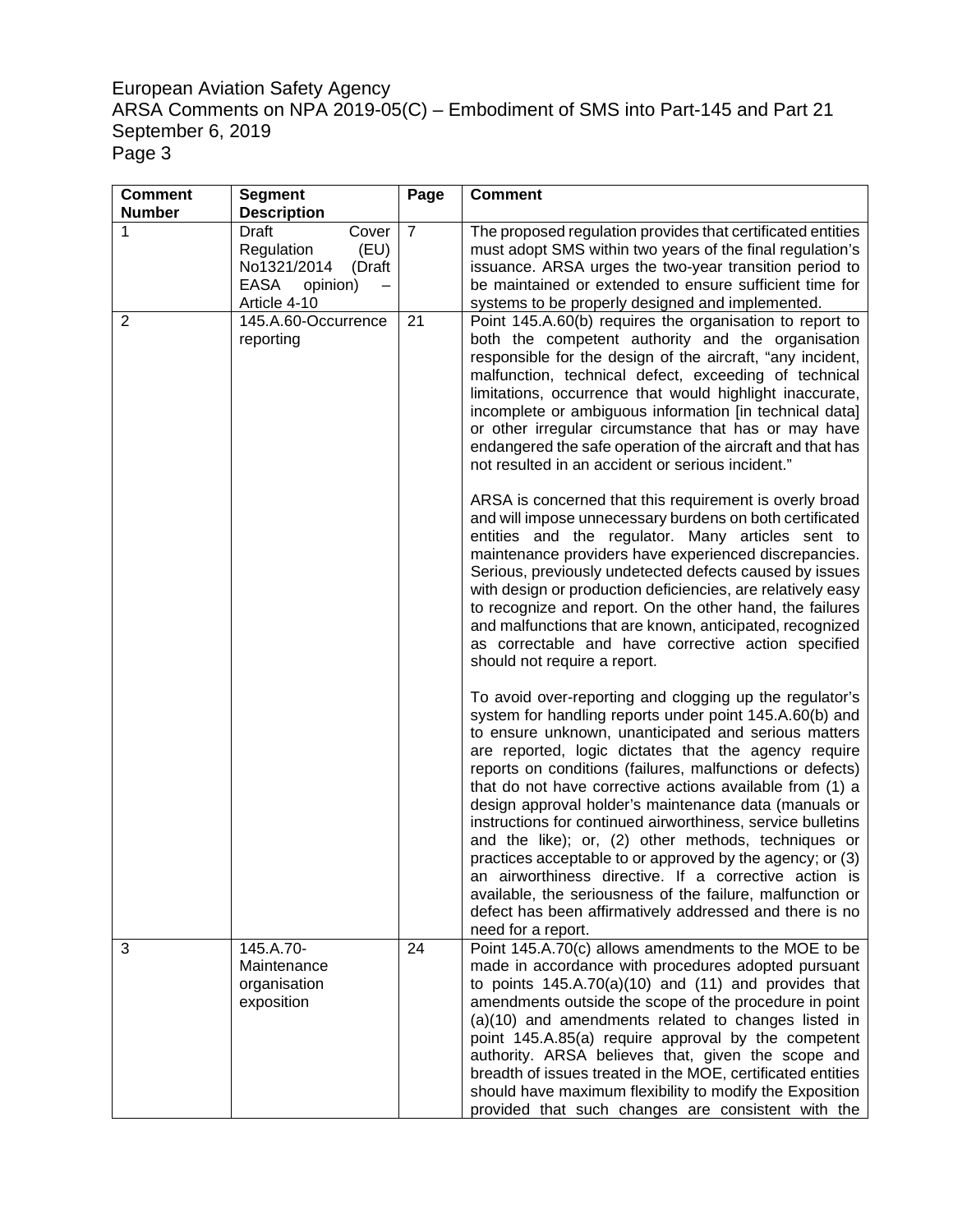| Comment Number | Segment Description | Page | Comment |
|---|---|---|---|
| 1 | Draft Cover Regulation (EU) No1321/2014 (Draft EASA opinion) – Article 4-10 | 7 | The proposed regulation provides that certificated entities must adopt SMS within two years of the final regulation's issuance. ARSA urges the two-year transition period to be maintained or extended to ensure sufficient time for systems to be properly designed and implemented. |
| 2 | 145.A.60-Occurrence reporting | 21 | Point 145.A.60(b) requires the organisation to report to both the competent authority and the organisation responsible for the design of the aircraft, "any incident, malfunction, technical defect, exceeding of technical limitations, occurrence that would highlight inaccurate, incomplete or ambiguous information [in technical data] or other irregular circumstance that has or may have endangered the safe operation of the aircraft and that has not resulted in an accident or serious incident."<br><br>ARSA is concerned that this requirement is overly broad and will impose unnecessary burdens on both certificated entities and the regulator. Many articles sent to maintenance providers have experienced discrepancies. Serious, previously undetected defects caused by issues with design or production deficiencies, are relatively easy to recognize and report. On the other hand, the failures and malfunctions that are known, anticipated, recognized as correctable and have corrective action specified should not require a report.<br><br>To avoid over-reporting and clogging up the regulator's system for handling reports under point 145.A.60(b) and to ensure unknown, unanticipated and serious matters are reported, logic dictates that the agency require reports on conditions (failures, malfunctions or defects) that do not have corrective actions available from (1) a design approval holder's maintenance data (manuals or instructions for continued airworthiness, service bulletins and the like); or, (2) other methods, techniques or practices acceptable to or approved by the agency; or (3) an airworthiness directive. If a corrective action is available, the seriousness of the failure, malfunction or defect has been affirmatively addressed and there is no need for a report. |
| 3 | 145.A.70-Maintenance organisation exposition | 24 | Point 145.A.70(c) allows amendments to the MOE to be made in accordance with procedures adopted pursuant to points 145.A.70(a)(10) and (11) and provides that amendments outside the scope of the procedure in point (a)(10) and amendments related to changes listed in point 145.A.85(a) require approval by the competent authority. ARSA believes that, given the scope and breadth of issues treated in the MOE, certificated entities should have maximum flexibility to modify the Exposition provided that such changes are consistent with the |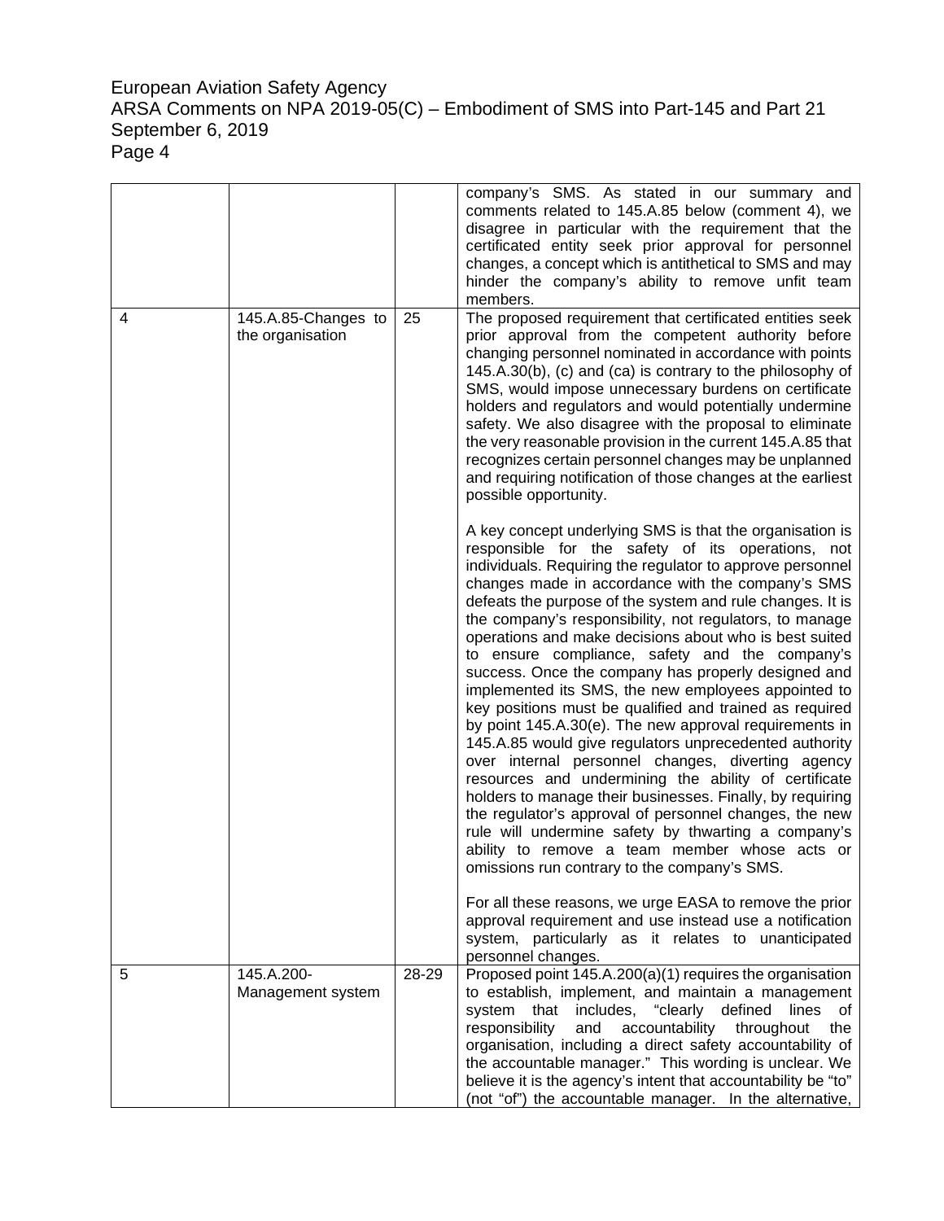| | | | company's SMS. As stated in our summary and comments related to 145.A.85 below (comment 4), we disagree in particular with the requirement that the certificated entity seek prior approval for personnel changes, a concept which is antithetical to SMS and may hinder the company's ability to remove unfit team members. |
|---|---|---|---|
| 4 | 145.A.85-Changes to the organisation | 25 | The proposed requirement that certificated entities seek prior approval from the competent authority before changing personnel nominated in accordance with points 145.A.30(b), (c) and (ca) is contrary to the philosophy of SMS, would impose unnecessary burdens on certificate holders and regulators and would potentially undermine safety. We also disagree with the proposal to eliminate the very reasonable provision in the current 145.A.85 that recognizes certain personnel changes may be unplanned and requiring notification of those changes at the earliest possible opportunity.<br><br>A key concept underlying SMS is that the organisation is responsible for the safety of its operations, not individuals. Requiring the regulator to approve personnel changes made in accordance with the company's SMS defeats the purpose of the system and rule changes. It is the company's responsibility, not regulators, to manage operations and make decisions about who is best suited to ensure compliance, safety and the company's success. Once the company has properly designed and implemented its SMS, the new employees appointed to key positions must be qualified and trained as required by point 145.A.30(e). The new approval requirements in 145.A.85 would give regulators unprecedented authority over internal personnel changes, diverting agency resources and undermining the ability of certificate holders to manage their businesses. Finally, by requiring the regulator's approval of personnel changes, the new rule will undermine safety by thwarting a company's ability to remove a team member whose acts or omissions run contrary to the company's SMS.<br><br>For all these reasons, we urge EASA to remove the prior approval requirement and use instead use a notification system, particularly as it relates to unanticipated personnel changes. |
| 5 | 145.A.200-Management system | 28-29 | Proposed point 145.A.200(a)(1) requires the organisation to establish, implement, and maintain a management system that includes, "clearly defined lines of responsibility and accountability throughout the organisation, including a direct safety accountability of the accountable manager." This wording is unclear. We believe it is the agency's intent that accountability be "to" (not "of") the accountable manager. In the alternative, |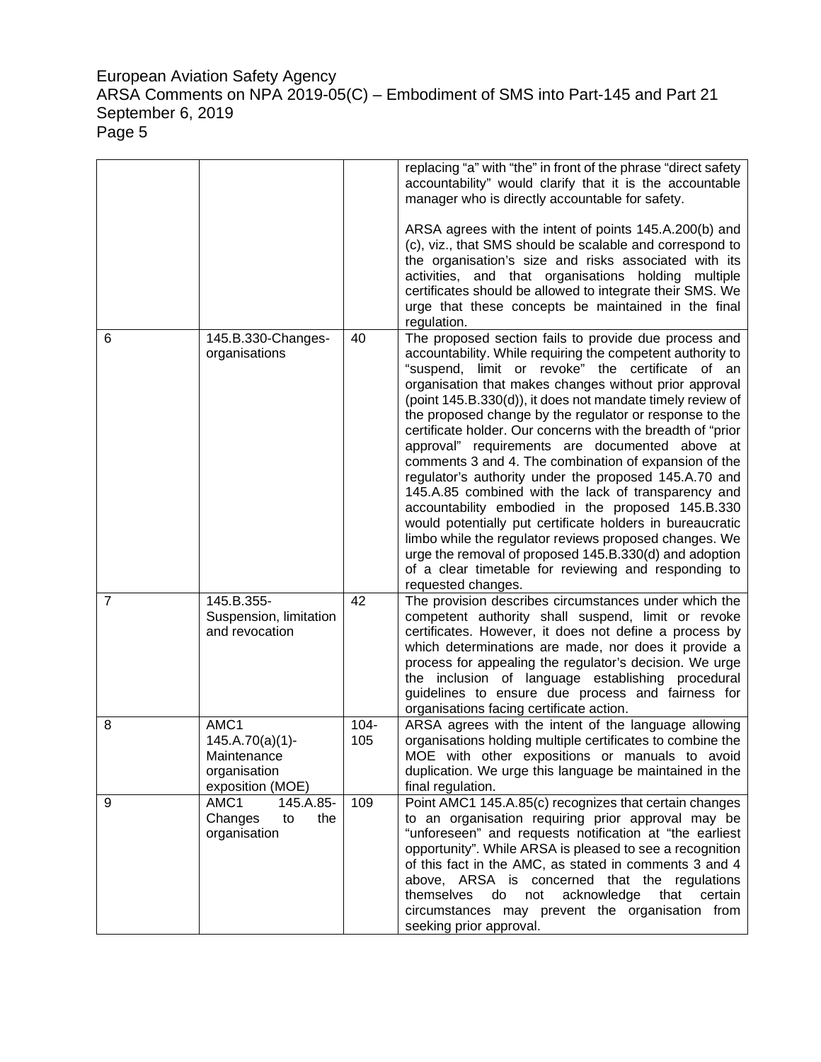| | | | |
|---|---|---|---|
| | | | replacing "a" with "the" in front of the phrase "direct safety accountability" would clarify that it is the accountable manager who is directly accountable for safety.<br><br>ARSA agrees with the intent of points 145.A.200(b) and (c), viz., that SMS should be scalable and correspond to the organisation's size and risks associated with its activities, and that organisations holding multiple certificates should be allowed to integrate their SMS. We urge that these concepts be maintained in the final regulation. |
| 6 | 145.B.330-Changes-organisations | 40 | The proposed section fails to provide due process and accountability. While requiring the competent authority to "suspend, limit or revoke" the certificate of an organisation that makes changes without prior approval (point 145.B.330(d)), it does not mandate timely review of the proposed change by the regulator or response to the certificate holder. Our concerns with the breadth of "prior approval" requirements are documented above at comments 3 and 4. The combination of expansion of the regulator's authority under the proposed 145.A.70 and 145.A.85 combined with the lack of transparency and accountability embodied in the proposed 145.B.330 would potentially put certificate holders in bureaucratic limbo while the regulator reviews proposed changes. We urge the removal of proposed 145.B.330(d) and adoption of a clear timetable for reviewing and responding to requested changes. |
| 7 | 145.B.355-Suspension, limitation and revocation | 42 | The provision describes circumstances under which the competent authority shall suspend, limit or revoke certificates. However, it does not define a process by which determinations are made, nor does it provide a process for appealing the regulator's decision. We urge the inclusion of language establishing procedural guidelines to ensure due process and fairness for organisations facing certificate action. |
| 8 | AMC1 145.A.70(a)(1)-Maintenance organisation exposition (MOE) | 104-105 | ARSA agrees with the intent of the language allowing organisations holding multiple certificates to combine the MOE with other expositions or manuals to avoid duplication. We urge this language be maintained in the final regulation. |
| 9 | AMC1 145.A.85-Changes to the organisation | 109 | Point AMC1 145.A.85(c) recognizes that certain changes to an organisation requiring prior approval may be "unforeseen" and requests notification at "the earliest opportunity". While ARSA is pleased to see a recognition of this fact in the AMC, as stated in comments 3 and 4 above, ARSA is concerned that the regulations themselves do not acknowledge that certain circumstances may prevent the organisation from seeking prior approval. |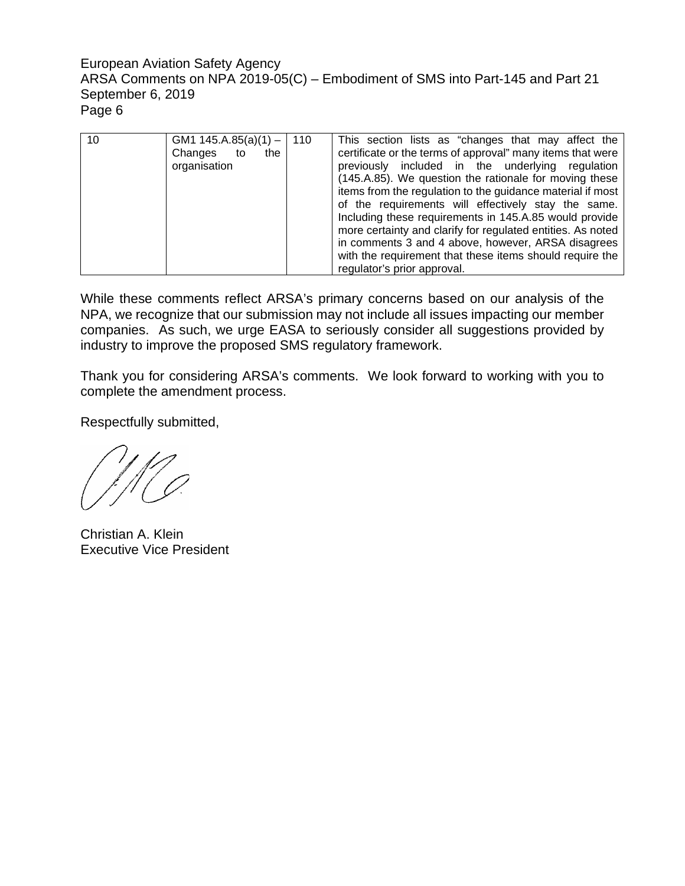| | | | |
|---|---|---|---|
| 10 | GM1 145.A.85(a)(1) – Changes to the organisation | 110 | This section lists as "changes that may affect the certificate or the terms of approval" many items that were previously included in the underlying regulation (145.A.85). We question the rationale for moving these items from the regulation to the guidance material if most of the requirements will effectively stay the same. Including these requirements in 145.A.85 would provide more certainty and clarify for regulated entities. As noted in comments 3 and 4 above, however, ARSA disagrees with the requirement that these items should require the regulator's prior approval. |

While these comments reflect ARSA's primary concerns based on our analysis of the NPA, we recognize that our submission may not include all issues impacting our member companies. As such, we urge EASA to seriously consider all suggestions provided by industry to improve the proposed SMS regulatory framework.

Thank you for considering ARSA's comments. We look forward to working with you to complete the amendment process.

Respectfully submitted,

Christian A. Klein
Executive Vice President